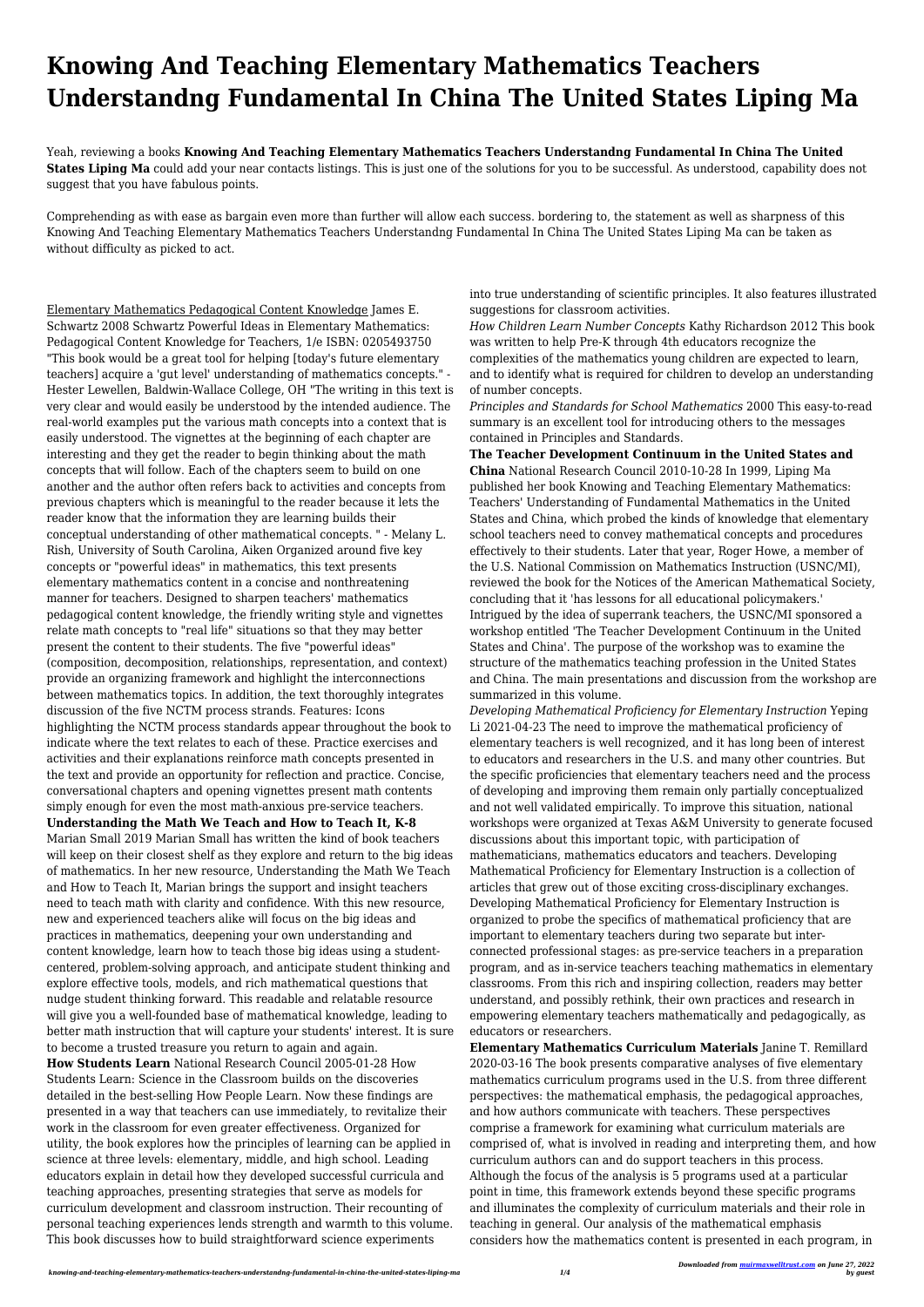# Knowing And Teaching Elementary Mathematics Teachers Understandng Fundamental In China The United States Liping Ma

Yeah, reviewing a books **Knowing And Teaching Elementary Mathematics Teachers Understandng Fundamental In China The United States Liping Ma** could add your near contacts listings. This is just one of the solutions for you to be successful. As understood, capability does not suggest that you have fabulous points.

Comprehending as with ease as bargain even more than further will allow each success. bordering to, the statement as well as sharpness of this Knowing And Teaching Elementary Mathematics Teachers Understandng Fundamental In China The United States Liping Ma can be taken as without difficulty as picked to act.

Elementary Mathematics Pedagogical Content Knowledge James E. Schwartz 2008 Schwartz Powerful Ideas in Elementary Mathematics: Pedagogical Content Knowledge for Teachers, 1/e ISBN: 0205493750 "This book would be a great tool for helping [today's future elementary teachers] acquire a 'gut level' understanding of mathematics concepts." - Hester Lewellen, Baldwin-Wallace College, OH "The writing in this text is very clear and would easily be understood by the intended audience. The real-world examples put the various math concepts into a context that is easily understood. The vignettes at the beginning of each chapter are interesting and they get the reader to begin thinking about the math concepts that will follow. Each of the chapters seem to build on one another and the author often refers back to activities and concepts from previous chapters which is meaningful to the reader because it lets the reader know that the information they are learning builds their conceptual understanding of other mathematical concepts. " - Melany L. Rish, University of South Carolina, Aiken Organized around five key concepts or "powerful ideas" in mathematics, this text presents elementary mathematics content in a concise and nonthreatening manner for teachers. Designed to sharpen teachers' mathematics pedagogical content knowledge, the friendly writing style and vignettes relate math concepts to "real life" situations so that they may better present the content to their students. The five "powerful ideas" (composition, decomposition, relationships, representation, and context) provide an organizing framework and highlight the interconnections between mathematics topics. In addition, the text thoroughly integrates discussion of the five NCTM process strands. Features: Icons highlighting the NCTM process standards appear throughout the book to indicate where the text relates to each of these. Practice exercises and activities and their explanations reinforce math concepts presented in the text and provide an opportunity for reflection and practice. Concise, conversational chapters and opening vignettes present math contents simply enough for even the most math-anxious pre-service teachers.

**Understanding the Math We Teach and How to Teach It, K-8** Marian Small 2019 Marian Small has written the kind of book teachers will keep on their closest shelf as they explore and return to the big ideas of mathematics. In her new resource, Understanding the Math We Teach and How to Teach It, Marian brings the support and insight teachers need to teach math with clarity and confidence. With this new resource, new and experienced teachers alike will focus on the big ideas and practices in mathematics, deepening your own understanding and content knowledge, learn how to teach those big ideas using a student-centered, problem-solving approach, and anticipate student thinking and explore effective tools, models, and rich mathematical questions that nudge student thinking forward. This readable and relatable resource will give you a well-founded base of mathematical knowledge, leading to better math instruction that will capture your students' interest. It is sure to become a trusted treasure you return to again and again.

**How Students Learn** National Research Council 2005-01-28 How Students Learn: Science in the Classroom builds on the discoveries detailed in the best-selling How People Learn. Now these findings are presented in a way that teachers can use immediately, to revitalize their work in the classroom for even greater effectiveness. Organized for utility, the book explores how the principles of learning can be applied in science at three levels: elementary, middle, and high school. Leading educators explain in detail how they developed successful curricula and teaching approaches, presenting strategies that serve as models for curriculum development and classroom instruction. Their recounting of personal teaching experiences lends strength and warmth to this volume. This book discusses how to build straightforward science experiments into true understanding of scientific principles. It also features illustrated suggestions for classroom activities.

*How Children Learn Number Concepts* Kathy Richardson 2012 This book was written to help Pre-K through 4th educators recognize the complexities of the mathematics young children are expected to learn, and to identify what is required for children to develop an understanding of number concepts.

*Principles and Standards for School Mathematics* 2000 This easy-to-read summary is an excellent tool for introducing others to the messages contained in Principles and Standards.

**The Teacher Development Continuum in the United States and China** National Research Council 2010-10-28 In 1999, Liping Ma published her book Knowing and Teaching Elementary Mathematics: Teachers' Understanding of Fundamental Mathematics in the United States and China, which probed the kinds of knowledge that elementary school teachers need to convey mathematical concepts and procedures effectively to their students. Later that year, Roger Howe, a member of the U.S. National Commission on Mathematics Instruction (USNC/MI), reviewed the book for the Notices of the American Mathematical Society, concluding that it 'has lessons for all educational policymakers.' Intrigued by the idea of superrank teachers, the USNC/MI sponsored a workshop entitled 'The Teacher Development Continuum in the United States and China'. The purpose of the workshop was to examine the structure of the mathematics teaching profession in the United States and China. The main presentations and discussion from the workshop are summarized in this volume.

*Developing Mathematical Proficiency for Elementary Instruction* Yeping Li 2021-04-23 The need to improve the mathematical proficiency of elementary teachers is well recognized, and it has long been of interest to educators and researchers in the U.S. and many other countries. But the specific proficiencies that elementary teachers need and the process of developing and improving them remain only partially conceptualized and not well validated empirically. To improve this situation, national workshops were organized at Texas A&M University to generate focused discussions about this important topic, with participation of mathematicians, mathematics educators and teachers. Developing Mathematical Proficiency for Elementary Instruction is a collection of articles that grew out of those exciting cross-disciplinary exchanges. Developing Mathematical Proficiency for Elementary Instruction is organized to probe the specifics of mathematical proficiency that are important to elementary teachers during two separate but inter-connected professional stages: as pre-service teachers in a preparation program, and as in-service teachers teaching mathematics in elementary classrooms. From this rich and inspiring collection, readers may better understand, and possibly rethink, their own practices and research in empowering elementary teachers mathematically and pedagogically, as educators or researchers.

**Elementary Mathematics Curriculum Materials** Janine T. Remillard 2020-03-16 The book presents comparative analyses of five elementary mathematics curriculum programs used in the U.S. from three different perspectives: the mathematical emphasis, the pedagogical approaches, and how authors communicate with teachers. These perspectives comprise a framework for examining what curriculum materials are comprised of, what is involved in reading and interpreting them, and how curriculum authors can and do support teachers in this process. Although the focus of the analysis is 5 programs used at a particular point in time, this framework extends beyond these specific programs and illuminates the complexity of curriculum materials and their role in teaching in general. Our analysis of the mathematical emphasis considers how the mathematics content is presented in each program, in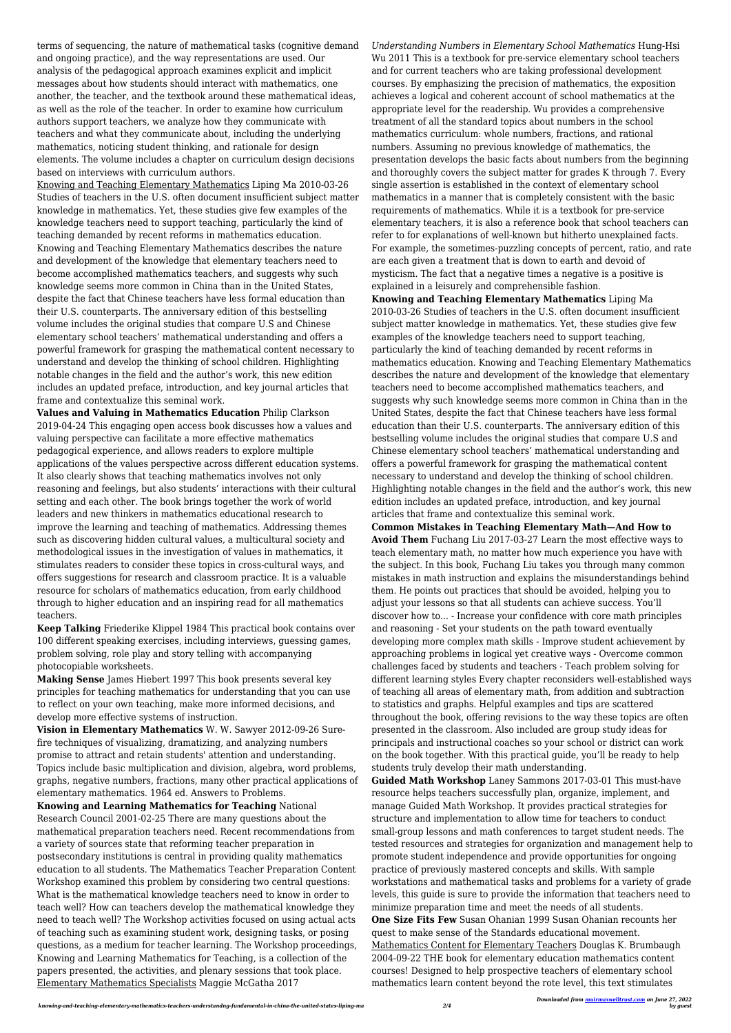terms of sequencing, the nature of mathematical tasks (cognitive demand and ongoing practice), and the way representations are used. Our analysis of the pedagogical approach examines explicit and implicit messages about how students should interact with mathematics, one another, the teacher, and the textbook around these mathematical ideas, as well as the role of the teacher. In order to examine how curriculum authors support teachers, we analyze how they communicate with teachers and what they communicate about, including the underlying mathematics, noticing student thinking, and rationale for design elements. The volume includes a chapter on curriculum design decisions based on interviews with curriculum authors.

Knowing and Teaching Elementary Mathematics Liping Ma 2010-03-26 Studies of teachers in the U.S. often document insufficient subject matter knowledge in mathematics. Yet, these studies give few examples of the knowledge teachers need to support teaching, particularly the kind of teaching demanded by recent reforms in mathematics education. Knowing and Teaching Elementary Mathematics describes the nature and development of the knowledge that elementary teachers need to become accomplished mathematics teachers, and suggests why such knowledge seems more common in China than in the United States, despite the fact that Chinese teachers have less formal education than their U.S. counterparts. The anniversary edition of this bestselling volume includes the original studies that compare U.S and Chinese elementary school teachers' mathematical understanding and offers a powerful framework for grasping the mathematical content necessary to understand and develop the thinking of school children. Highlighting notable changes in the field and the author's work, this new edition includes an updated preface, introduction, and key journal articles that frame and contextualize this seminal work.

**Values and Valuing in Mathematics Education** Philip Clarkson 2019-04-24 This engaging open access book discusses how a values and valuing perspective can facilitate a more effective mathematics pedagogical experience, and allows readers to explore multiple applications of the values perspective across different education systems. It also clearly shows that teaching mathematics involves not only reasoning and feelings, but also students' interactions with their cultural setting and each other. The book brings together the work of world leaders and new thinkers in mathematics educational research to improve the learning and teaching of mathematics. Addressing themes such as discovering hidden cultural values, a multicultural society and methodological issues in the investigation of values in mathematics, it stimulates readers to consider these topics in cross-cultural ways, and offers suggestions for research and classroom practice. It is a valuable resource for scholars of mathematics education, from early childhood through to higher education and an inspiring read for all mathematics teachers.

**Keep Talking** Friederike Klippel 1984 This practical book contains over 100 different speaking exercises, including interviews, guessing games, problem solving, role play and story telling with accompanying photocopiable worksheets.

**Making Sense** James Hiebert 1997 This book presents several key principles for teaching mathematics for understanding that you can use to reflect on your own teaching, make more informed decisions, and develop more effective systems of instruction.

**Vision in Elementary Mathematics** W. W. Sawyer 2012-09-26 Sure-fire techniques of visualizing, dramatizing, and analyzing numbers promise to attract and retain students' attention and understanding. Topics include basic multiplication and division, algebra, word problems, graphs, negative numbers, fractions, many other practical applications of elementary mathematics. 1964 ed. Answers to Problems.

**Knowing and Learning Mathematics for Teaching** National Research Council 2001-02-25 There are many questions about the mathematical preparation teachers need. Recent recommendations from a variety of sources state that reforming teacher preparation in postsecondary institutions is central in providing quality mathematics education to all students. The Mathematics Teacher Preparation Content Workshop examined this problem by considering two central questions: What is the mathematical knowledge teachers need to know in order to teach well? How can teachers develop the mathematical knowledge they need to teach well? The Workshop activities focused on using actual acts of teaching such as examining student work, designing tasks, or posing questions, as a medium for teacher learning. The Workshop proceedings, Knowing and Learning Mathematics for Teaching, is a collection of the papers presented, the activities, and plenary sessions that took place.

Elementary Mathematics Specialists Maggie McGatha 2017

*Understanding Numbers in Elementary School Mathematics* Hung-Hsi Wu 2011 This is a textbook for pre-service elementary school teachers and for current teachers who are taking professional development courses. By emphasizing the precision of mathematics, the exposition achieves a logical and coherent account of school mathematics at the appropriate level for the readership. Wu provides a comprehensive treatment of all the standard topics about numbers in the school mathematics curriculum: whole numbers, fractions, and rational numbers. Assuming no previous knowledge of mathematics, the presentation develops the basic facts about numbers from the beginning and thoroughly covers the subject matter for grades K through 7. Every single assertion is established in the context of elementary school mathematics in a manner that is completely consistent with the basic requirements of mathematics. While it is a textbook for pre-service elementary teachers, it is also a reference book that school teachers can refer to for explanations of well-known but hitherto unexplained facts. For example, the sometimes-puzzling concepts of percent, ratio, and rate are each given a treatment that is down to earth and devoid of mysticism. The fact that a negative times a negative is a positive is explained in a leisurely and comprehensible fashion.

**Knowing and Teaching Elementary Mathematics** Liping Ma 2010-03-26 Studies of teachers in the U.S. often document insufficient subject matter knowledge in mathematics. Yet, these studies give few examples of the knowledge teachers need to support teaching, particularly the kind of teaching demanded by recent reforms in mathematics education. Knowing and Teaching Elementary Mathematics describes the nature and development of the knowledge that elementary teachers need to become accomplished mathematics teachers, and suggests why such knowledge seems more common in China than in the United States, despite the fact that Chinese teachers have less formal education than their U.S. counterparts. The anniversary edition of this bestselling volume includes the original studies that compare U.S and Chinese elementary school teachers' mathematical understanding and offers a powerful framework for grasping the mathematical content necessary to understand and develop the thinking of school children. Highlighting notable changes in the field and the author's work, this new edition includes an updated preface, introduction, and key journal articles that frame and contextualize this seminal work.

**Common Mistakes in Teaching Elementary Math—And How to Avoid Them** Fuchang Liu 2017-03-27 Learn the most effective ways to teach elementary math, no matter how much experience you have with the subject. In this book, Fuchang Liu takes you through many common mistakes in math instruction and explains the misunderstandings behind them. He points out practices that should be avoided, helping you to adjust your lessons so that all students can achieve success. You'll discover how to... - Increase your confidence with core math principles and reasoning - Set your students on the path toward eventually developing more complex math skills - Improve student achievement by approaching problems in logical yet creative ways - Overcome common challenges faced by students and teachers - Teach problem solving for different learning styles Every chapter reconsiders well-established ways of teaching all areas of elementary math, from addition and subtraction to statistics and graphs. Helpful examples and tips are scattered throughout the book, offering revisions to the way these topics are often presented in the classroom. Also included are group study ideas for principals and instructional coaches so your school or district can work on the book together. With this practical guide, you'll be ready to help students truly develop their math understanding.

**Guided Math Workshop** Laney Sammons 2017-03-01 This must-have resource helps teachers successfully plan, organize, implement, and manage Guided Math Workshop. It provides practical strategies for structure and implementation to allow time for teachers to conduct small-group lessons and math conferences to target student needs. The tested resources and strategies for organization and management help to promote student independence and provide opportunities for ongoing practice of previously mastered concepts and skills. With sample workstations and mathematical tasks and problems for a variety of grade levels, this guide is sure to provide the information that teachers need to minimize preparation time and meet the needs of all students.

**One Size Fits Few** Susan Ohanian 1999 Susan Ohanian recounts her quest to make sense of the Standards educational movement.

Mathematics Content for Elementary Teachers Douglas K. Brumbaugh 2004-09-22 THE book for elementary education mathematics content courses! Designed to help prospective teachers of elementary school mathematics learn content beyond the rote level, this text stimulates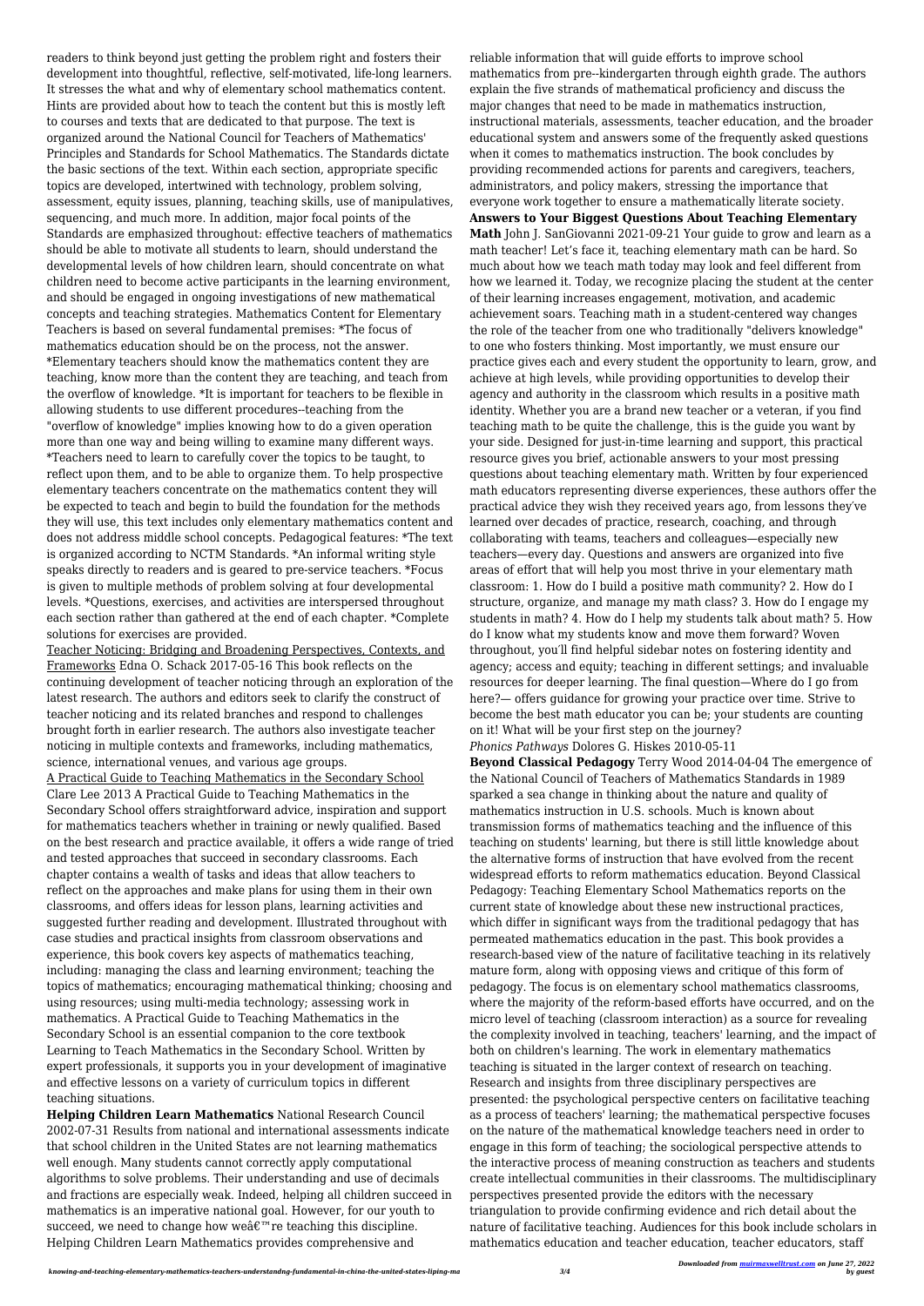readers to think beyond just getting the problem right and fosters their development into thoughtful, reflective, self-motivated, life-long learners. It stresses the what and why of elementary school mathematics content. Hints are provided about how to teach the content but this is mostly left to courses and texts that are dedicated to that purpose. The text is organized around the National Council for Teachers of Mathematics' Principles and Standards for School Mathematics. The Standards dictate the basic sections of the text. Within each section, appropriate specific topics are developed, intertwined with technology, problem solving, assessment, equity issues, planning, teaching skills, use of manipulatives, sequencing, and much more. In addition, major focal points of the Standards are emphasized throughout: effective teachers of mathematics should be able to motivate all students to learn, should understand the developmental levels of how children learn, should concentrate on what children need to become active participants in the learning environment, and should be engaged in ongoing investigations of new mathematical concepts and teaching strategies. Mathematics Content for Elementary Teachers is based on several fundamental premises: *The focus of mathematics education should be on the process, not the answer. *Elementary teachers should know the mathematics content they are teaching, know more than the content they are teaching, and teach from the overflow of knowledge. *It is important for teachers to be flexible in allowing students to use different procedures--teaching from the "overflow of knowledge" implies knowing how to do a given operation more than one way and being willing to examine many different ways. *Teachers need to learn to carefully cover the topics to be taught, to reflect upon them, and to be able to organize them. To help prospective elementary teachers concentrate on the mathematics content they will be expected to teach and begin to build the foundation for the methods they will use, this text includes only elementary mathematics content and does not address middle school concepts. Pedagogical features: *The text is organized according to NCTM Standards. *An informal writing style speaks directly to readers and is geared to pre-service teachers. *Focus is given to multiple methods of problem solving at four developmental levels. *Questions, exercises, and activities are interspersed throughout each section rather than gathered at the end of each chapter. *Complete solutions for exercises are provided.

Teacher Noticing: Bridging and Broadening Perspectives, Contexts, and Frameworks Edna O. Schack 2017-05-16 This book reflects on the continuing development of teacher noticing through an exploration of the latest research. The authors and editors seek to clarify the construct of teacher noticing and its related branches and respond to challenges brought forth in earlier research. The authors also investigate teacher noticing in multiple contexts and frameworks, including mathematics, science, international venues, and various age groups.

A Practical Guide to Teaching Mathematics in the Secondary School Clare Lee 2013 A Practical Guide to Teaching Mathematics in the Secondary School offers straightforward advice, inspiration and support for mathematics teachers whether in training or newly qualified. Based on the best research and practice available, it offers a wide range of tried and tested approaches that succeed in secondary classrooms. Each chapter contains a wealth of tasks and ideas that allow teachers to reflect on the approaches and make plans for using them in their own classrooms, and offers ideas for lesson plans, learning activities and suggested further reading and development. Illustrated throughout with case studies and practical insights from classroom observations and experience, this book covers key aspects of mathematics teaching, including: managing the class and learning environment; teaching the topics of mathematics; encouraging mathematical thinking; choosing and using resources; using multi-media technology; assessing work in mathematics. A Practical Guide to Teaching Mathematics in the Secondary School is an essential companion to the core textbook Learning to Teach Mathematics in the Secondary School. Written by expert professionals, it supports you in your development of imaginative and effective lessons on a variety of curriculum topics in different teaching situations.

**Helping Children Learn Mathematics** National Research Council 2002-07-31 Results from national and international assessments indicate that school children in the United States are not learning mathematics well enough. Many students cannot correctly apply computational algorithms to solve problems. Their understanding and use of decimals and fractions are especially weak. Indeed, helping all children succeed in mathematics is an imperative national goal. However, for our youth to succeed, we need to change how weâ€™re teaching this discipline. Helping Children Learn Mathematics provides comprehensive and reliable information that will guide efforts to improve school mathematics from pre--kindergarten through eighth grade. The authors explain the five strands of mathematical proficiency and discuss the major changes that need to be made in mathematics instruction, instructional materials, assessments, teacher education, and the broader educational system and answers some of the frequently asked questions when it comes to mathematics instruction. The book concludes by providing recommended actions for parents and caregivers, teachers, administrators, and policy makers, stressing the importance that everyone work together to ensure a mathematically literate society.

**Answers to Your Biggest Questions About Teaching Elementary Math** John J. SanGiovanni 2021-09-21 Your guide to grow and learn as a math teacher! Let's face it, teaching elementary math can be hard. So much about how we teach math today may look and feel different from how we learned it. Today, we recognize placing the student at the center of their learning increases engagement, motivation, and academic achievement soars. Teaching math in a student-centered way changes the role of the teacher from one who traditionally "delivers knowledge" to one who fosters thinking. Most importantly, we must ensure our practice gives each and every student the opportunity to learn, grow, and achieve at high levels, while providing opportunities to develop their agency and authority in the classroom which results in a positive math identity. Whether you are a brand new teacher or a veteran, if you find teaching math to be quite the challenge, this is the guide you want by your side. Designed for just-in-time learning and support, this practical resource gives you brief, actionable answers to your most pressing questions about teaching elementary math. Written by four experienced math educators representing diverse experiences, these authors offer the practical advice they wish they received years ago, from lessons they've learned over decades of practice, research, coaching, and through collaborating with teams, teachers and colleagues—especially new teachers—every day. Questions and answers are organized into five areas of effort that will help you most thrive in your elementary math classroom: 1. How do I build a positive math community? 2. How do I structure, organize, and manage my math class? 3. How do I engage my students in math? 4. How do I help my students talk about math? 5. How do I know what my students know and move them forward? Woven throughout, you'll find helpful sidebar notes on fostering identity and agency; access and equity; teaching in different settings; and invaluable resources for deeper learning. The final question—Where do I go from here?— offers guidance for growing your practice over time. Strive to become the best math educator you can be; your students are counting on it! What will be your first step on the journey?

*Phonics Pathways* Dolores G. Hiskes 2010-05-11

**Beyond Classical Pedagogy** Terry Wood 2014-04-04 The emergence of the National Council of Teachers of Mathematics Standards in 1989 sparked a sea change in thinking about the nature and quality of mathematics instruction in U.S. schools. Much is known about transmission forms of mathematics teaching and the influence of this teaching on students' learning, but there is still little knowledge about the alternative forms of instruction that have evolved from the recent widespread efforts to reform mathematics education. Beyond Classical Pedagogy: Teaching Elementary School Mathematics reports on the current state of knowledge about these new instructional practices, which differ in significant ways from the traditional pedagogy that has permeated mathematics education in the past. This book provides a research-based view of the nature of facilitative teaching in its relatively mature form, along with opposing views and critique of this form of pedagogy. The focus is on elementary school mathematics classrooms, where the majority of the reform-based efforts have occurred, and on the micro level of teaching (classroom interaction) as a source for revealing the complexity involved in teaching, teachers' learning, and the impact of both on children's learning. The work in elementary mathematics teaching is situated in the larger context of research on teaching. Research and insights from three disciplinary perspectives are presented: the psychological perspective centers on facilitative teaching as a process of teachers' learning; the mathematical perspective focuses on the nature of the mathematical knowledge teachers need in order to engage in this form of teaching; the sociological perspective attends to the interactive process of meaning construction as teachers and students create intellectual communities in their classrooms. The multidisciplinary perspectives presented provide the editors with the necessary triangulation to provide confirming evidence and rich detail about the nature of facilitative teaching. Audiences for this book include scholars in mathematics education and teacher education, teacher educators, staff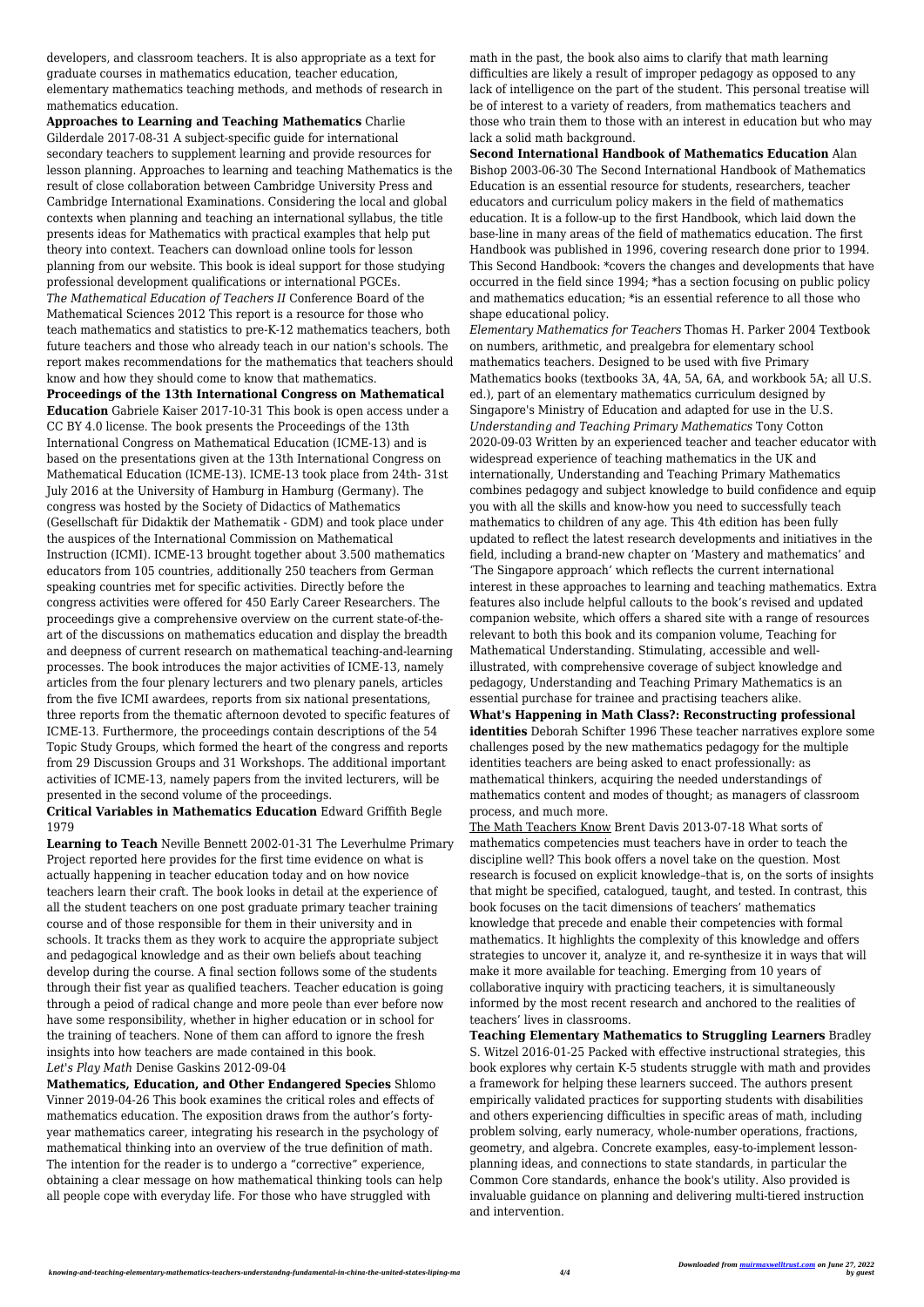developers, and classroom teachers. It is also appropriate as a text for graduate courses in mathematics education, teacher education, elementary mathematics teaching methods, and methods of research in mathematics education.

**Approaches to Learning and Teaching Mathematics** Charlie Gilderdale 2017-08-31 A subject-specific guide for international secondary teachers to supplement learning and provide resources for lesson planning. Approaches to learning and teaching Mathematics is the result of close collaboration between Cambridge University Press and Cambridge International Examinations. Considering the local and global contexts when planning and teaching an international syllabus, the title presents ideas for Mathematics with practical examples that help put theory into context. Teachers can download online tools for lesson planning from our website. This book is ideal support for those studying professional development qualifications or international PGCEs.

*The Mathematical Education of Teachers II* Conference Board of the Mathematical Sciences 2012 This report is a resource for those who teach mathematics and statistics to pre-K-12 mathematics teachers, both future teachers and those who already teach in our nation's schools. The report makes recommendations for the mathematics that teachers should know and how they should come to know that mathematics.

**Proceedings of the 13th International Congress on Mathematical Education** Gabriele Kaiser 2017-10-31 This book is open access under a CC BY 4.0 license. The book presents the Proceedings of the 13th International Congress on Mathematical Education (ICME-13) and is based on the presentations given at the 13th International Congress on Mathematical Education (ICME-13). ICME-13 took place from 24th- 31st July 2016 at the University of Hamburg in Hamburg (Germany). The congress was hosted by the Society of Didactics of Mathematics (Gesellschaft für Didaktik der Mathematik - GDM) and took place under the auspices of the International Commission on Mathematical Instruction (ICMI). ICME-13 brought together about 3.500 mathematics educators from 105 countries, additionally 250 teachers from German speaking countries met for specific activities. Directly before the congress activities were offered for 450 Early Career Researchers. The proceedings give a comprehensive overview on the current state-of-the-art of the discussions on mathematics education and display the breadth and deepness of current research on mathematical teaching-and-learning processes. The book introduces the major activities of ICME-13, namely articles from the four plenary lecturers and two plenary panels, articles from the five ICMI awardees, reports from six national presentations, three reports from the thematic afternoon devoted to specific features of ICME-13. Furthermore, the proceedings contain descriptions of the 54 Topic Study Groups, which formed the heart of the congress and reports from 29 Discussion Groups and 31 Workshops. The additional important activities of ICME-13, namely papers from the invited lecturers, will be presented in the second volume of the proceedings.

**Critical Variables in Mathematics Education** Edward Griffith Begle 1979

**Learning to Teach** Neville Bennett 2002-01-31 The Leverhulme Primary Project reported here provides for the first time evidence on what is actually happening in teacher education today and on how novice teachers learn their craft. The book looks in detail at the experience of all the student teachers on one post graduate primary teacher training course and of those responsible for them in their university and in schools. It tracks them as they work to acquire the appropriate subject and pedagogical knowledge and as their own beliefs about teaching develop during the course. A final section follows some of the students through their fist year as qualified teachers. Teacher education is going through a peiod of radical change and more peole than ever before now have some responsibility, whether in higher education or in school for the training of teachers. None of them can afford to ignore the fresh insights into how teachers are made contained in this book.

*Let's Play Math* Denise Gaskins 2012-09-04

**Mathematics, Education, and Other Endangered Species** Shlomo Vinner 2019-04-26 This book examines the critical roles and effects of mathematics education. The exposition draws from the author's forty-year mathematics career, integrating his research in the psychology of mathematical thinking into an overview of the true definition of math. The intention for the reader is to undergo a "corrective" experience, obtaining a clear message on how mathematical thinking tools can help all people cope with everyday life. For those who have struggled with math in the past, the book also aims to clarify that math learning difficulties are likely a result of improper pedagogy as opposed to any lack of intelligence on the part of the student. This personal treatise will be of interest to a variety of readers, from mathematics teachers and those who train them to those with an interest in education but who may lack a solid math background.

**Second International Handbook of Mathematics Education** Alan Bishop 2003-06-30 The Second International Handbook of Mathematics Education is an essential resource for students, researchers, teacher educators and curriculum policy makers in the field of mathematics education. It is a follow-up to the first Handbook, which laid down the base-line in many areas of the field of mathematics education. The first Handbook was published in 1996, covering research done prior to 1994. This Second Handbook: *covers the changes and developments that have occurred in the field since 1994; *has a section focusing on public policy and mathematics education; *is an essential reference to all those who shape educational policy.

*Elementary Mathematics for Teachers* Thomas H. Parker 2004 Textbook on numbers, arithmetic, and prealgebra for elementary school mathematics teachers. Designed to be used with five Primary Mathematics books (textbooks 3A, 4A, 5A, 6A, and workbook 5A; all U.S. ed.), part of an elementary mathematics curriculum designed by Singapore's Ministry of Education and adapted for use in the U.S.

*Understanding and Teaching Primary Mathematics* Tony Cotton 2020-09-03 Written by an experienced teacher and teacher educator with widespread experience of teaching mathematics in the UK and internationally, Understanding and Teaching Primary Mathematics combines pedagogy and subject knowledge to build confidence and equip you with all the skills and know-how you need to successfully teach mathematics to children of any age. This 4th edition has been fully updated to reflect the latest research developments and initiatives in the field, including a brand-new chapter on 'Mastery and mathematics' and 'The Singapore approach' which reflects the current international interest in these approaches to learning and teaching mathematics. Extra features also include helpful callouts to the book's revised and updated companion website, which offers a shared site with a range of resources relevant to both this book and its companion volume, Teaching for Mathematical Understanding. Stimulating, accessible and well-illustrated, with comprehensive coverage of subject knowledge and pedagogy, Understanding and Teaching Primary Mathematics is an essential purchase for trainee and practising teachers alike.

**What's Happening in Math Class?: Reconstructing professional identities** Deborah Schifter 1996 These teacher narratives explore some challenges posed by the new mathematics pedagogy for the multiple identities teachers are being asked to enact professionally: as mathematical thinkers, acquiring the needed understandings of mathematics content and modes of thought; as managers of classroom process, and much more.

The Math Teachers Know Brent Davis 2013-07-18 What sorts of mathematics competencies must teachers have in order to teach the discipline well? This book offers a novel take on the question. Most research is focused on explicit knowledge–that is, on the sorts of insights that might be specified, catalogued, taught, and tested. In contrast, this book focuses on the tacit dimensions of teachers' mathematics knowledge that precede and enable their competencies with formal mathematics. It highlights the complexity of this knowledge and offers strategies to uncover it, analyze it, and re-synthesize it in ways that will make it more available for teaching. Emerging from 10 years of collaborative inquiry with practicing teachers, it is simultaneously informed by the most recent research and anchored to the realities of teachers' lives in classrooms.

**Teaching Elementary Mathematics to Struggling Learners** Bradley S. Witzel 2016-01-25 Packed with effective instructional strategies, this book explores why certain K-5 students struggle with math and provides a framework for helping these learners succeed. The authors present empirically validated practices for supporting students with disabilities and others experiencing difficulties in specific areas of math, including problem solving, early numeracy, whole-number operations, fractions, geometry, and algebra. Concrete examples, easy-to-implement lesson-planning ideas, and connections to state standards, in particular the Common Core standards, enhance the book's utility. Also provided is invaluable guidance on planning and delivering multi-tiered instruction and intervention.